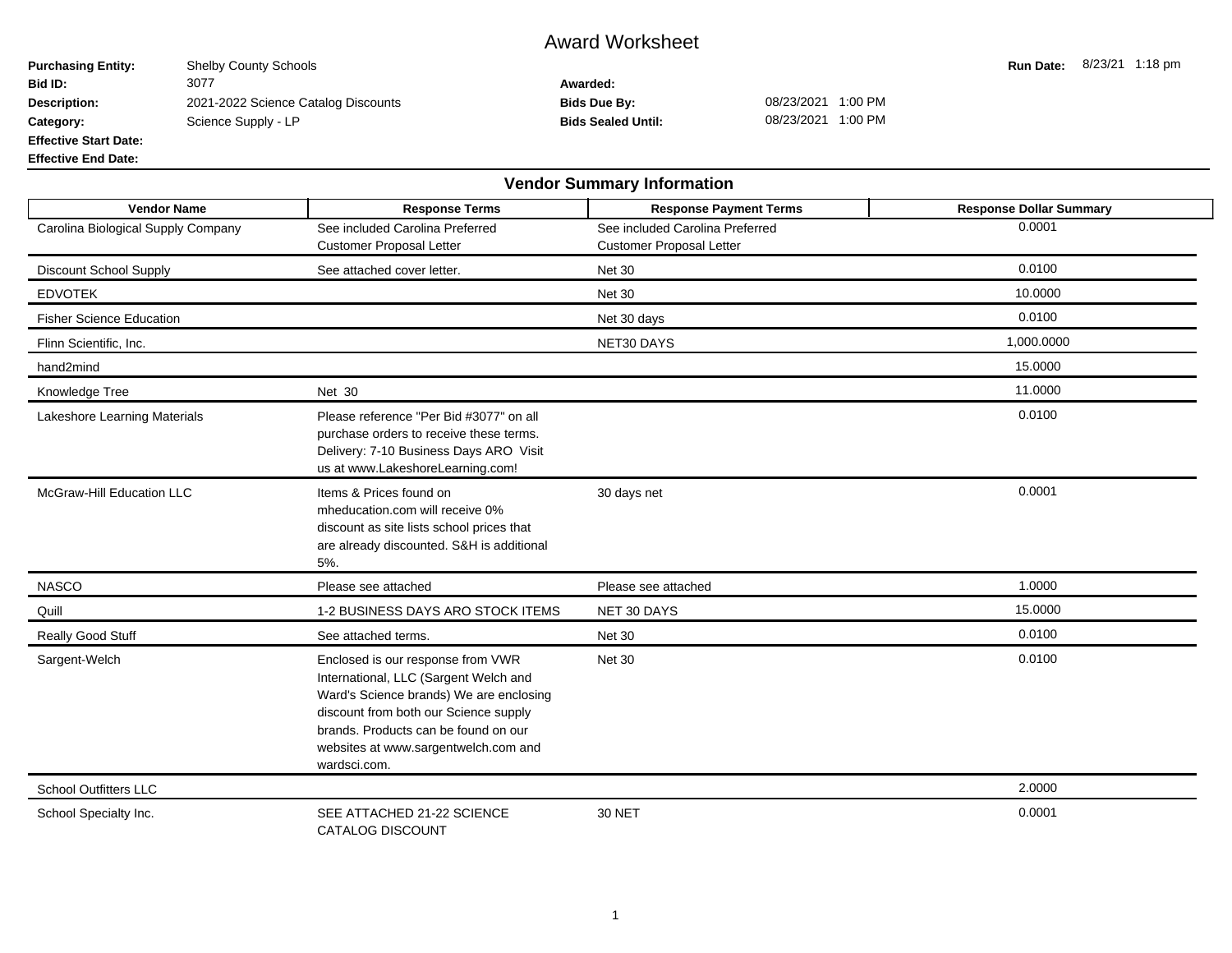# Award Worksheet

**Purchasing Entity:** Shelby County Schools

**Run Date:** 8/23/21 1:18 pm

**Bid ID:** 3077

**Awarded:**

**Description:** 2021-2022 Science Catalog Discounts

**Bids Due By:** 08/23/2021 1:00 PM

**Category:** Science Supply - LP

**Bids Sealed Until:** 08/23/2021 1:00 PM

**Effective Start Date:**

**Effective End Date:**

## Vendor Summary Information

| Vendor Name | Response Terms | Response Payment Terms | Response Dollar Summary |
|---|---|---|---|
| Carolina Biological Supply Company | See included Carolina Preferred Customer Proposal Letter | See included Carolina Preferred Customer Proposal Letter | 0.0001 |
| Discount School Supply | See attached cover letter. | Net 30 | 0.0100 |
| EDVOTEK | | Net 30 | 10.0000 |
| Fisher Science Education | | Net 30 days | 0.0100 |
| Flinn Scientific, Inc. | | NET30 DAYS | 1,000.0000 |
| hand2mind | | | 15.0000 |
| Knowledge Tree | Net 30 | | 11.0000 |
| Lakeshore Learning Materials | Please reference "Per Bid #3077" on all purchase orders to receive these terms. Delivery: 7-10 Business Days ARO Visit us at www.LakeshoreLearning.com! | | 0.0100 |
| McGraw-Hill Education LLC | Items & Prices found on mheducation.com will receive 0% discount as site lists school prices that are already discounted. S&H is additional 5%. | 30 days net | 0.0001 |
| NASCO | Please see attached | Please see attached | 1.0000 |
| Quill | 1-2 BUSINESS DAYS ARO STOCK ITEMS | NET 30 DAYS | 15.0000 |
| Really Good Stuff | See attached terms. | Net 30 | 0.0100 |
| Sargent-Welch | Enclosed is our response from VWR International, LLC (Sargent Welch and Ward's Science brands) We are enclosing discount from both our Science supply brands. Products can be found on our websites at www.sargentwelch.com and wardsci.com. | Net 30 | 0.0100 |
| School Outfitters LLC | | | 2.0000 |
| School Specialty Inc. | SEE ATTACHED 21-22 SCIENCE CATALOG DISCOUNT | 30 NET | 0.0001 |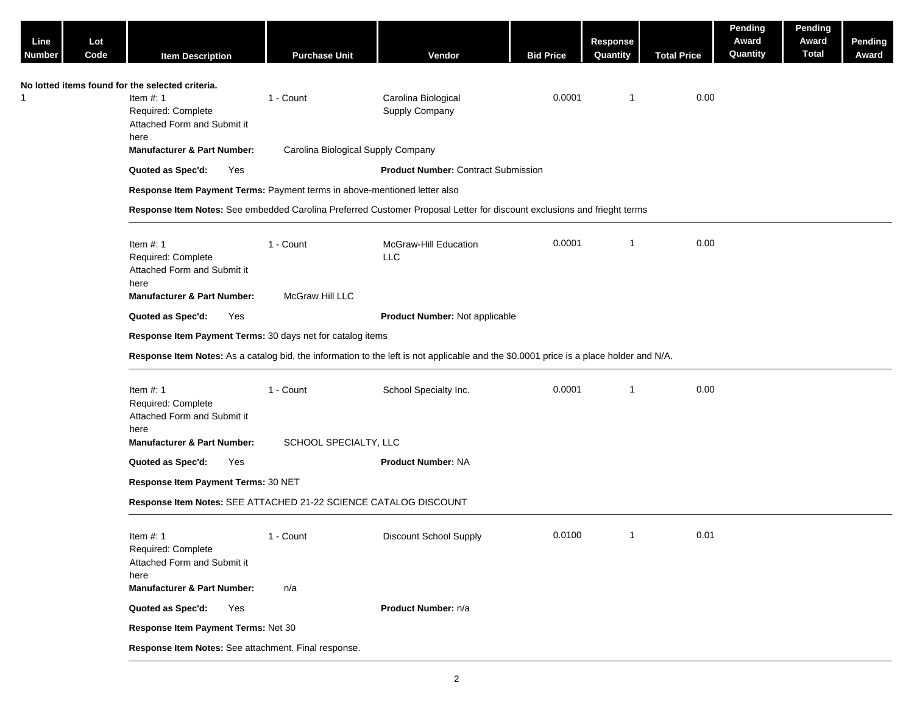| Line Number | Lot Code | Item Description | Purchase Unit | Vendor | Bid Price | Response Quantity | Total Price | Pending Award Quantity | Pending Award Total | Pending Award |
|---|---|---|---|---|---|---|---|---|---|---|

**No lotted items found for the selected criteria.**

| Line Number | Lot Code | Item Description | Purchase Unit | Vendor | Bid Price | Response Quantity | Total Price | Pending Award Quantity | Pending Award Total | Pending Award |
|---|---|---|---|---|---|---|---|---|---|---|
| 1 | | Item #: 1 Required: Complete Attached Form and Submit it here | 1 - Count | Carolina Biological Supply Company | 0.0001 | 1 | 0.00 | | | |

**Manufacturer & Part Number:** Carolina Biological Supply Company

**Quoted as Spec'd:** Yes **Product Number:** Contract Submission

**Response Item Payment Terms:** Payment terms in above-mentioned letter also

**Response Item Notes:** See embedded Carolina Preferred Customer Proposal Letter for discount exclusions and frieght terms

---

| Line Number | Lot Code | Item Description | Purchase Unit | Vendor | Bid Price | Response Quantity | Total Price | Pending Award Quantity | Pending Award Total | Pending Award |
|---|---|---|---|---|---|---|---|---|---|---|
| | | Item #: 1 Required: Complete Attached Form and Submit it here | 1 - Count | McGraw-Hill Education LLC | 0.0001 | 1 | 0.00 | | | |

**Manufacturer & Part Number:** McGraw Hill LLC

**Quoted as Spec'd:** Yes **Product Number:** Not applicable

**Response Item Payment Terms:** 30 days net for catalog items

**Response Item Notes:** As a catalog bid, the information to the left is not applicable and the $0.0001 price is a place holder and N/A.

---

| Line Number | Lot Code | Item Description | Purchase Unit | Vendor | Bid Price | Response Quantity | Total Price | Pending Award Quantity | Pending Award Total | Pending Award |
|---|---|---|---|---|---|---|---|---|---|---|
| | | Item #: 1 Required: Complete Attached Form and Submit it here | 1 - Count | School Specialty Inc. | 0.0001 | 1 | 0.00 | | | |

**Manufacturer & Part Number:** SCHOOL SPECIALTY, LLC

**Quoted as Spec'd:** Yes **Product Number:** NA

**Response Item Payment Terms:** 30 NET

**Response Item Notes:** SEE ATTACHED 21-22 SCIENCE CATALOG DISCOUNT

---

| Line Number | Lot Code | Item Description | Purchase Unit | Vendor | Bid Price | Response Quantity | Total Price | Pending Award Quantity | Pending Award Total | Pending Award |
|---|---|---|---|---|---|---|---|---|---|---|
| | | Item #: 1 Required: Complete Attached Form and Submit it here | 1 - Count | Discount School Supply | 0.0100 | 1 | 0.01 | | | |

**Manufacturer & Part Number:** n/a

**Quoted as Spec'd:** Yes **Product Number:** n/a

**Response Item Payment Terms:** Net 30

**Response Item Notes:** See attachment. Final response.

---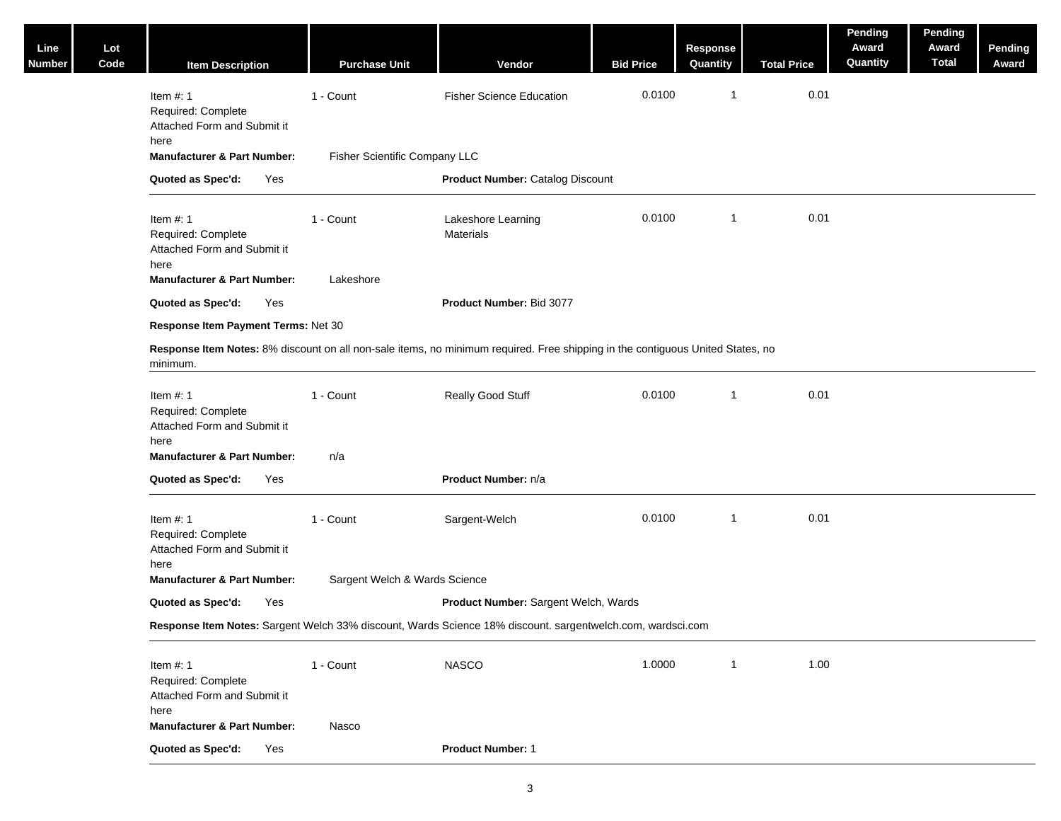| Line Number | Lot Code | Item Description | Purchase Unit | Vendor | Bid Price | Response Quantity | Total Price | Pending Award Quantity | Pending Award Total | Pending Award |
|---|---|---|---|---|---|---|---|---|---|---|
| | | Item #: 1 Required: Complete Attached Form and Submit it here | 1 - Count | Fisher Science Education | 0.0100 | 1 | 0.01 | | | |
| | | **Manufacturer & Part Number:** Fisher Scientific Company LLC | | | | | | | | |
| | | **Quoted as Spec'd:** Yes | | **Product Number:** Catalog Discount | | | | | | |
| | | Item #: 1 Required: Complete Attached Form and Submit it here | 1 - Count | Lakeshore Learning Materials | 0.0100 | 1 | 0.01 | | | |
| | | **Manufacturer & Part Number:** Lakeshore | | | | | | | | |
| | | **Quoted as Spec'd:** Yes | | **Product Number:** Bid 3077 | | | | | | |
| | | **Response Item Payment Terms:** Net 30 | | | | | | | | |
| | | **Response Item Notes:** 8% discount on all non-sale items, no minimum required. Free shipping in the contiguous United States, no minimum. | | | | | | | | |
| | | Item #: 1 Required: Complete Attached Form and Submit it here | 1 - Count | Really Good Stuff | 0.0100 | 1 | 0.01 | | | |
| | | **Manufacturer & Part Number:** n/a | | | | | | | | |
| | | **Quoted as Spec'd:** Yes | | **Product Number:** n/a | | | | | | |
| | | Item #: 1 Required: Complete Attached Form and Submit it here | 1 - Count | Sargent-Welch | 0.0100 | 1 | 0.01 | | | |
| | | **Manufacturer & Part Number:** Sargent Welch & Wards Science | | | | | | | | |
| | | **Quoted as Spec'd:** Yes | | **Product Number:** Sargent Welch, Wards | | | | | | |
| | | **Response Item Notes:** Sargent Welch 33% discount, Wards Science 18% discount. sargentwelch.com, wardsci.com | | | | | | | | |
| | | Item #: 1 Required: Complete Attached Form and Submit it here | 1 - Count | NASCO | 1.0000 | 1 | 1.00 | | | |
| | | **Manufacturer & Part Number:** Nasco | | | | | | | | |
| | | **Quoted as Spec'd:** Yes | | **Product Number:** 1 | | | | | | |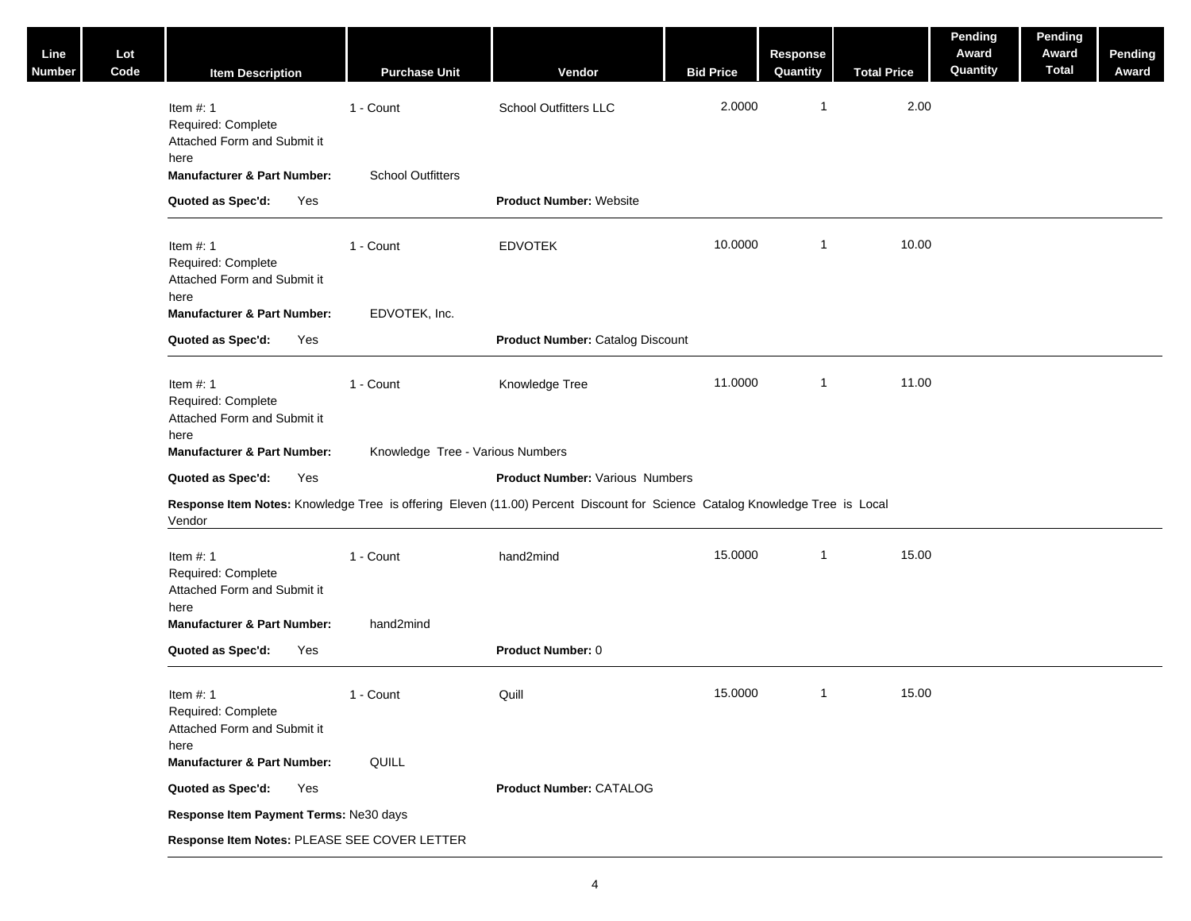| Line Number | Lot Code | Item Description | Purchase Unit | Vendor | Bid Price | Response Quantity | Total Price | Pending Award Quantity | Pending Award Total | Pending Award |
|---|---|---|---|---|---|---|---|---|---|---|
| | | Item #: 1<br>Required: Complete Attached Form and Submit it here<br>**Manufacturer & Part Number:** School Outfitters<br>**Quoted as Spec'd:** Yes<br>**Product Number:** Website | 1 - Count | School Outfitters LLC | 2.0000 | 1 | 2.00 | | | |
| | | Item #: 1<br>Required: Complete Attached Form and Submit it here<br>**Manufacturer & Part Number:** EDVOTEK, Inc.<br>**Quoted as Spec'd:** Yes<br>**Product Number:** Catalog Discount | 1 - Count | EDVOTEK | 10.0000 | 1 | 10.00 | | | |
| | | Item #: 1<br>Required: Complete Attached Form and Submit it here<br>**Manufacturer & Part Number:** Knowledge Tree - Various Numbers<br>**Quoted as Spec'd:** Yes<br>**Product Number:** Various Numbers<br>**Response Item Notes:** Knowledge Tree is offering Eleven (11.00) Percent Discount for Science Catalog Knowledge Tree is Local Vendor | 1 - Count | Knowledge Tree | 11.0000 | 1 | 11.00 | | | |
| | | Item #: 1<br>Required: Complete Attached Form and Submit it here<br>**Manufacturer & Part Number:** hand2mind<br>**Quoted as Spec'd:** Yes<br>**Product Number:** 0 | 1 - Count | hand2mind | 15.0000 | 1 | 15.00 | | | |
| | | Item #: 1<br>Required: Complete Attached Form and Submit it here<br>**Manufacturer & Part Number:** QUILL<br>**Quoted as Spec'd:** Yes<br>**Product Number:** CATALOG<br>**Response Item Payment Terms:** Ne30 days<br>**Response Item Notes:** PLEASE SEE COVER LETTER | 1 - Count | Quill | 15.0000 | 1 | 15.00 | | | |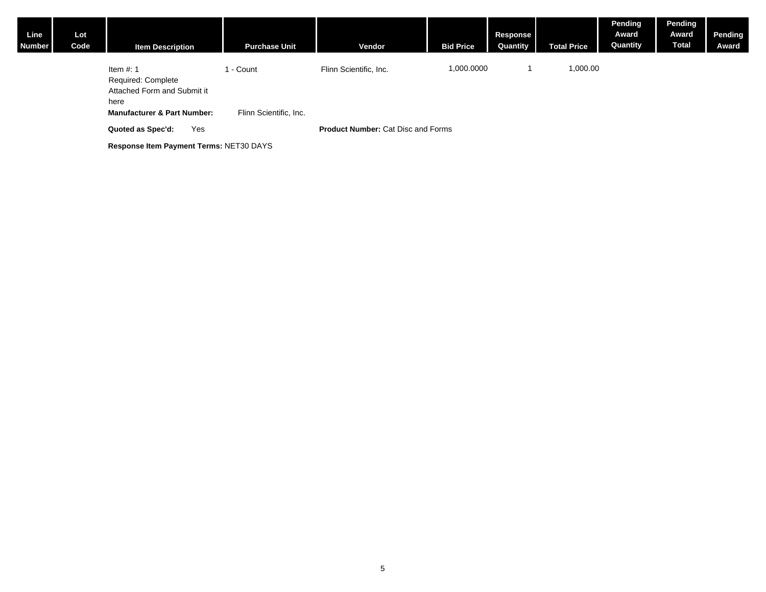| Line Number | Lot Code | Item Description | Purchase Unit | Vendor | Bid Price | Response Quantity | Total Price | Pending Award Quantity | Pending Award Total | Pending Award |
|---|---|---|---|---|---|---|---|---|---|---|
| | | Item #: 1<br>Required: Complete Attached Form and Submit it here | 1 - Count | Flinn Scientific, Inc. | 1,000.0000 | 1 | 1,000.00 | | | |

**Manufacturer & Part Number:** Flinn Scientific, Inc.

**Quoted as Spec'd:** Yes

**Product Number:** Cat Disc and Forms

**Response Item Payment Terms:** NET30 DAYS